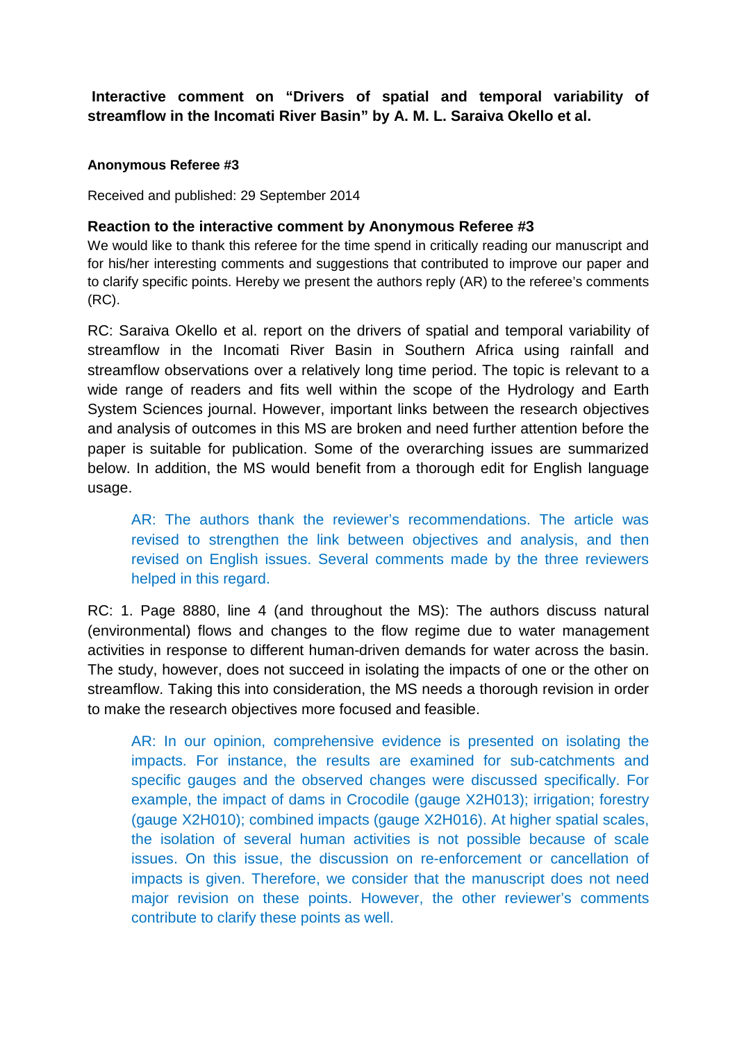**Interactive comment on "Drivers of spatial and temporal variability of streamflow in the Incomati River Basin" by A. M. L. Saraiva Okello et al.**

**Anonymous Referee #3**

Received and published: 29 September 2014

**Reaction to the interactive comment by Anonymous Referee #3**

We would like to thank this referee for the time spend in critically reading our manuscript and for his/her interesting comments and suggestions that contributed to improve our paper and to clarify specific points. Hereby we present the authors reply (AR) to the referee's comments (RC).

RC: Saraiva Okello et al. report on the drivers of spatial and temporal variability of streamflow in the Incomati River Basin in Southern Africa using rainfall and streamflow observations over a relatively long time period. The topic is relevant to a wide range of readers and fits well within the scope of the Hydrology and Earth System Sciences journal. However, important links between the research objectives and analysis of outcomes in this MS are broken and need further attention before the paper is suitable for publication. Some of the overarching issues are summarized below. In addition, the MS would benefit from a thorough edit for English language usage.

> AR: The authors thank the reviewer's recommendations. The article was revised to strengthen the link between objectives and analysis, and then revised on English issues. Several comments made by the three reviewers helped in this regard.

RC: 1. Page 8880, line 4 (and throughout the MS): The authors discuss natural (environmental) flows and changes to the flow regime due to water management activities in response to different human-driven demands for water across the basin. The study, however, does not succeed in isolating the impacts of one or the other on streamflow. Taking this into consideration, the MS needs a thorough revision in order to make the research objectives more focused and feasible.

> AR: In our opinion, comprehensive evidence is presented on isolating the impacts. For instance, the results are examined for sub-catchments and specific gauges and the observed changes were discussed specifically. For example, the impact of dams in Crocodile (gauge X2H013); irrigation; forestry (gauge X2H010); combined impacts (gauge X2H016). At higher spatial scales, the isolation of several human activities is not possible because of scale issues. On this issue, the discussion on re-enforcement or cancellation of impacts is given. Therefore, we consider that the manuscript does not need major revision on these points. However, the other reviewer's comments contribute to clarify these points as well.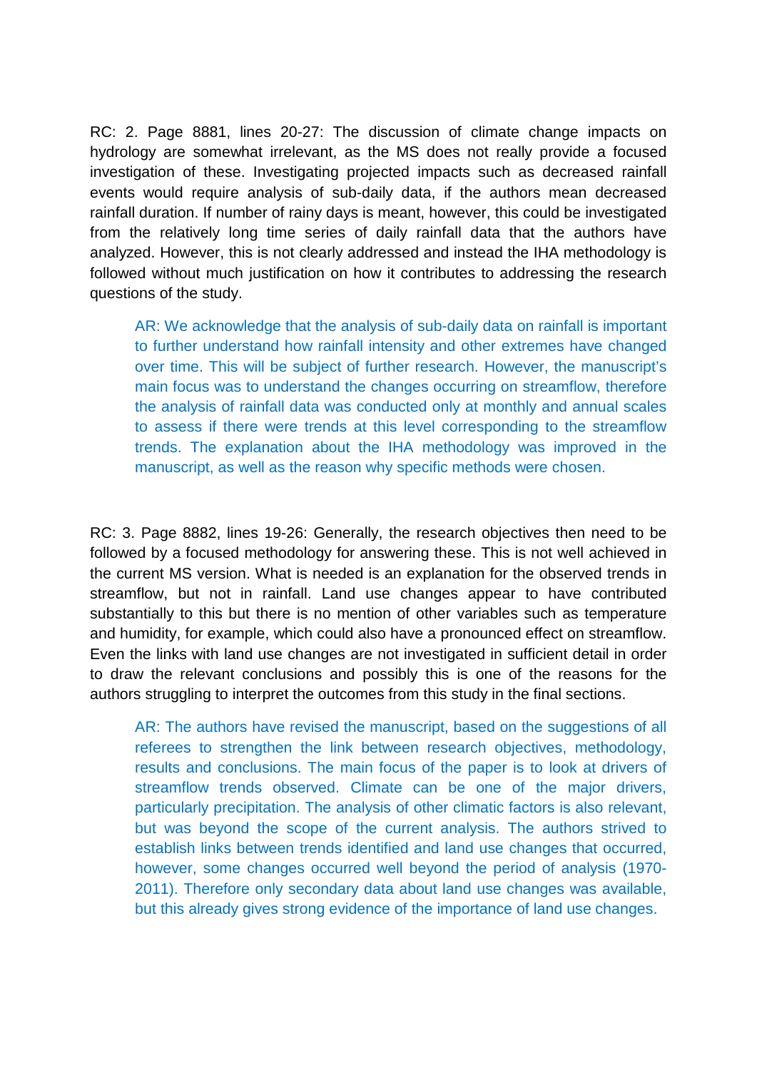RC: 2. Page 8881, lines 20-27: The discussion of climate change impacts on hydrology are somewhat irrelevant, as the MS does not really provide a focused investigation of these. Investigating projected impacts such as decreased rainfall events would require analysis of sub-daily data, if the authors mean decreased rainfall duration. If number of rainy days is meant, however, this could be investigated from the relatively long time series of daily rainfall data that the authors have analyzed. However, this is not clearly addressed and instead the IHA methodology is followed without much justification on how it contributes to addressing the research questions of the study.

> AR: We acknowledge that the analysis of sub-daily data on rainfall is important to further understand how rainfall intensity and other extremes have changed over time. This will be subject of further research. However, the manuscript's main focus was to understand the changes occurring on streamflow, therefore the analysis of rainfall data was conducted only at monthly and annual scales to assess if there were trends at this level corresponding to the streamflow trends. The explanation about the IHA methodology was improved in the manuscript, as well as the reason why specific methods were chosen.

RC: 3. Page 8882, lines 19-26: Generally, the research objectives then need to be followed by a focused methodology for answering these. This is not well achieved in the current MS version. What is needed is an explanation for the observed trends in streamflow, but not in rainfall. Land use changes appear to have contributed substantially to this but there is no mention of other variables such as temperature and humidity, for example, which could also have a pronounced effect on streamflow. Even the links with land use changes are not investigated in sufficient detail in order to draw the relevant conclusions and possibly this is one of the reasons for the authors struggling to interpret the outcomes from this study in the final sections.

> AR: The authors have revised the manuscript, based on the suggestions of all referees to strengthen the link between research objectives, methodology, results and conclusions. The main focus of the paper is to look at drivers of streamflow trends observed. Climate can be one of the major drivers, particularly precipitation. The analysis of other climatic factors is also relevant, but was beyond the scope of the current analysis. The authors strived to establish links between trends identified and land use changes that occurred, however, some changes occurred well beyond the period of analysis (1970-2011). Therefore only secondary data about land use changes was available, but this already gives strong evidence of the importance of land use changes.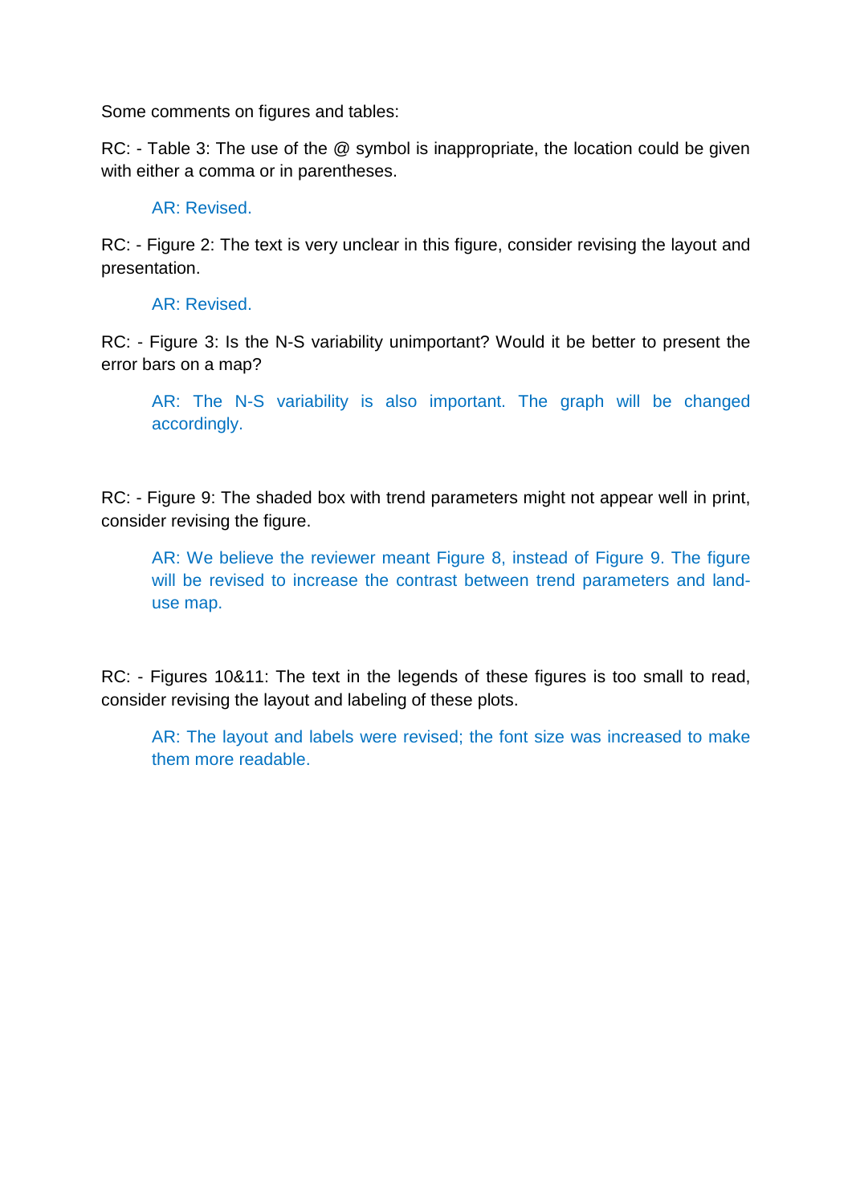Some comments on figures and tables:

RC: - Table 3: The use of the @ symbol is inappropriate, the location could be given with either a comma or in parentheses.

> AR: Revised.

RC: - Figure 2: The text is very unclear in this figure, consider revising the layout and presentation.

> AR: Revised.

RC: - Figure 3: Is the N-S variability unimportant? Would it be better to present the error bars on a map?

> AR: The N-S variability is also important. The graph will be changed accordingly.

RC: - Figure 9: The shaded box with trend parameters might not appear well in print, consider revising the figure.

> AR: We believe the reviewer meant Figure 8, instead of Figure 9. The figure will be revised to increase the contrast between trend parameters and land-use map.

RC: - Figures 10&11: The text in the legends of these figures is too small to read, consider revising the layout and labeling of these plots.

> AR: The layout and labels were revised; the font size was increased to make them more readable.